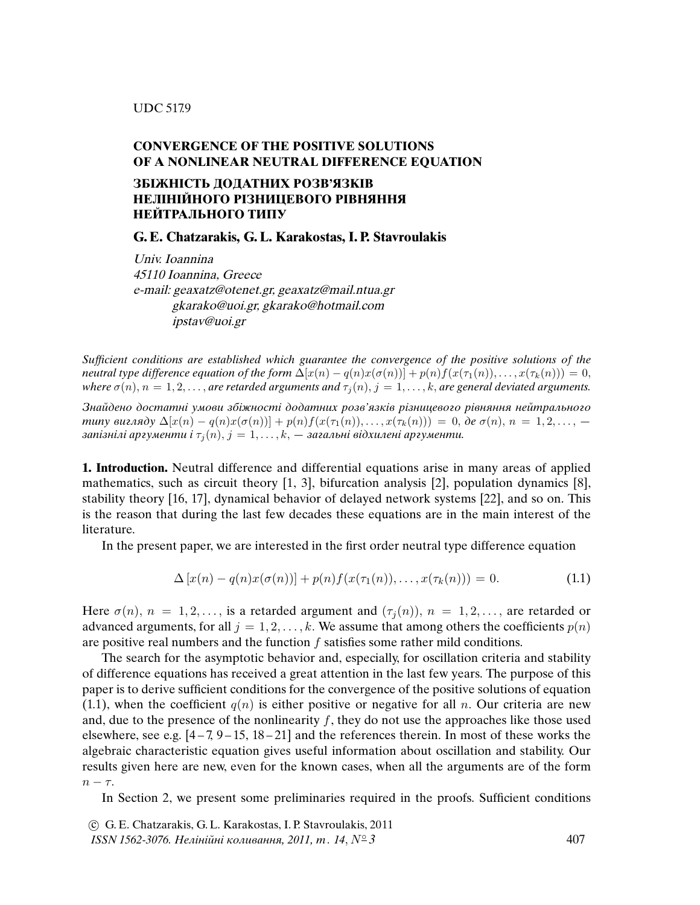UDC 517.9

# CONVERGENCE OF THE POSITIVE SOLUTIONS OF A NONLINEAR NEUTRAL DIFFERENCE EQUATION

# ЗБІЖНІСТЬ ДОДАТНИХ РОЗВ'ЯЗКІВ НЕЛІНІЙНОГО РІЗНИЦЕВОГО РІВНЯННЯ НЕЙТРАЛЬНОГО ТИПУ

## G. E. Chatzarakis, G. L. Karakostas, I. P. Stavroulakis

*Univ. Ioannina*
*45110 Ioannina, Greece*
*e-mail: geaxatz@otenet.gr, geaxatz@mail.ntua.gr*
*gkarako@uoi.gr, gkarako@hotmail.com*
*ipstav@uoi.gr*

*Sufficient conditions are established which guarantee the convergence of the positive solutions of the neutral type difference equation of the form $\Delta[x(n) - q(n)x(\sigma(n))] + p(n)f(x(\tau_1(n)), \ldots, x(\tau_k(n))) = 0$, where $\sigma(n)$, $n = 1, 2, \ldots$, are retarded arguments and $\tau_j(n)$, $j = 1, \ldots, k$, are general deviated arguments.*

*Знайдено достатні умови збіжності додатних розв'язків різницевого рівняння нейтрального типу вигляду $\Delta[x(n) - q(n)x(\sigma(n))] + p(n)f(x(\tau_1(n)), \ldots, x(\tau_k(n))) = 0$, де $\sigma(n)$, $n = 1, 2, \ldots$, — запізнілі аргументи і $\tau_j(n)$, $j = 1, \ldots, k$, — загальні відхилені аргументи.*

**1. Introduction.** Neutral difference and differential equations arise in many areas of applied mathematics, such as circuit theory [1, 3], bifurcation analysis [2], population dynamics [8], stability theory [16, 17], dynamical behavior of delayed network systems [22], and so on. This is the reason that during the last few decades these equations are in the main interest of the literature.

In the present paper, we are interested in the first order neutral type difference equation

$$\Delta\left[x(n) - q(n)x(\sigma(n))\right] + p(n)f(x(\tau_1(n)), \ldots, x(\tau_k(n))) = 0. \tag{1.1}$$

Here $\sigma(n)$, $n = 1, 2, \ldots$, is a retarded argument and $(\tau_j(n))$, $n = 1, 2, \ldots$, are retarded or advanced arguments, for all $j = 1, 2, \ldots, k$. We assume that among others the coefficients $p(n)$ are positive real numbers and the function $f$ satisfies some rather mild conditions.

The search for the asymptotic behavior and, especially, for oscillation criteria and stability of difference equations has received a great attention in the last few years. The purpose of this paper is to derive sufficient conditions for the convergence of the positive solutions of equation (1.1), when the coefficient $q(n)$ is either positive or negative for all $n$. Our criteria are new and, due to the presence of the nonlinearity $f$, they do not use the approaches like those used elsewhere, see e.g. [4–7, 9–15, 18–21] and the references therein. In most of these works the algebraic characteristic equation gives useful information about oscillation and stability. Our results given here are new, even for the known cases, when all the arguments are of the form $n - \tau$.

In Section 2, we present some preliminaries required in the proofs. Sufficient conditions

© G. E. Chatzarakis, G. L. Karakostas, I. P. Stavroulakis, 2011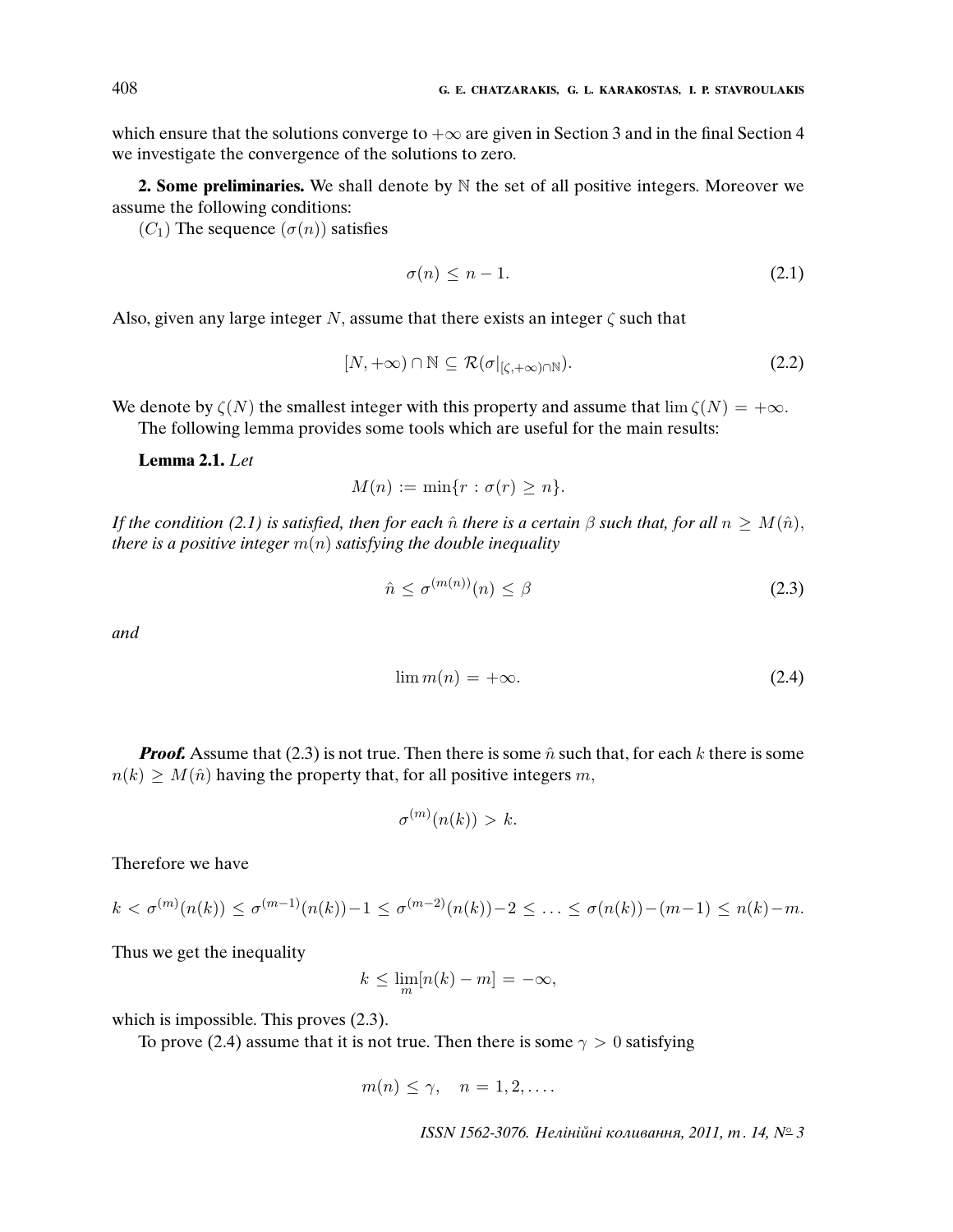which ensure that the solutions converge to $+\infty$ are given in Section 3 and in the final Section 4 we investigate the convergence of the solutions to zero.

**2. Some preliminaries.** We shall denote by $\mathbb{N}$ the set of all positive integers. Moreover we assume the following conditions:

$(C_1)$ The sequence $(\sigma(n))$ satisfies

$$\sigma(n) \leq n - 1. \tag{2.1}$$

Also, given any large integer $N$, assume that there exists an integer $\zeta$ such that

$$[N, +\infty) \cap \mathbb{N} \subseteq \mathcal{R}(\sigma|_{[\zeta, +\infty) \cap \mathbb{N}}). \tag{2.2}$$

We denote by $\zeta(N)$ the smallest integer with this property and assume that $\lim \zeta(N) = +\infty$.

The following lemma provides some tools which are useful for the main results:

**Lemma 2.1.** *Let*

$$M(n) := \min\{r : \sigma(r) \geq n\}.$$

*If the condition (2.1) is satisfied, then for each $\hat{n}$ there is a certain $\beta$ such that, for all $n \geq M(\hat{n})$, there is a positive integer $m(n)$ satisfying the double inequality*

$$\hat{n} \leq \sigma^{(m(n))}(n) \leq \beta \tag{2.3}$$

*and*

$$\lim m(n) = +\infty. \tag{2.4}$$

***Proof.*** Assume that (2.3) is not true. Then there is some $\hat{n}$ such that, for each $k$ there is some $n(k) \geq M(\hat{n})$ having the property that, for all positive integers $m$,

$$\sigma^{(m)}(n(k)) > k.$$

Therefore we have

$$k < \sigma^{(m)}(n(k)) \leq \sigma^{(m-1)}(n(k)) - 1 \leq \sigma^{(m-2)}(n(k)) - 2 \leq \ldots \leq \sigma(n(k)) - (m-1) \leq n(k) - m.$$

Thus we get the inequality

$$k \leq \lim_{m} [n(k) - m] = -\infty,$$

which is impossible. This proves (2.3).

To prove (2.4) assume that it is not true. Then there is some $\gamma > 0$ satisfying

$$m(n) \leq \gamma, \quad n = 1, 2, \ldots.$$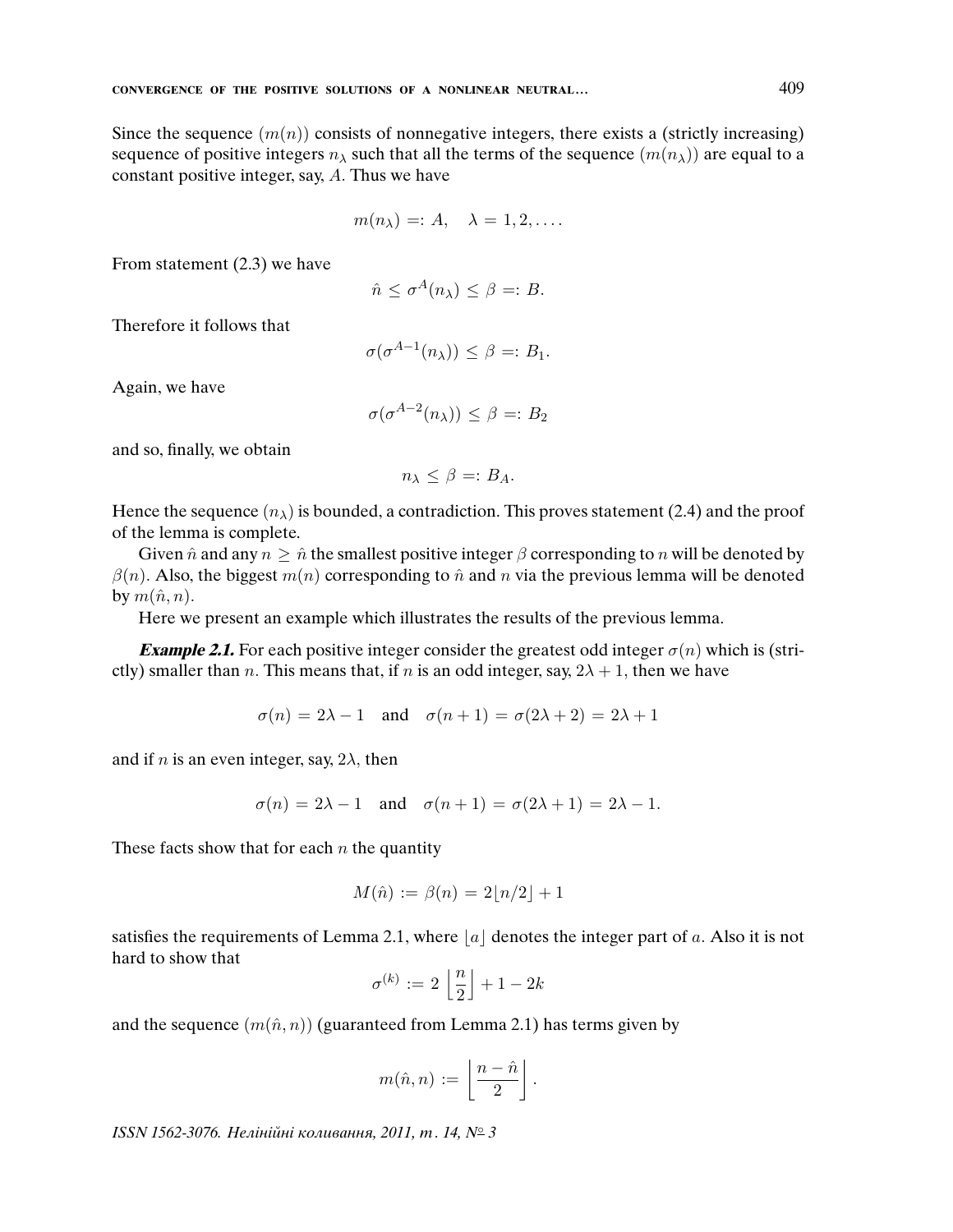Since the sequence $(m(n))$ consists of nonnegative integers, there exists a (strictly increasing) sequence of positive integers $n_\lambda$ such that all the terms of the sequence $(m(n_\lambda))$ are equal to a constant positive integer, say, $A$. Thus we have

$$m(n_\lambda) =: A, \quad \lambda = 1, 2, \ldots .$$

From statement (2.3) we have

$$\hat{n} \le \sigma^A(n_\lambda) \le \beta =: B.$$

Therefore it follows that

$$\sigma(\sigma^{A-1}(n_\lambda)) \le \beta =: B_1.$$

Again, we have

$$\sigma(\sigma^{A-2}(n_\lambda)) \le \beta =: B_2$$

and so, finally, we obtain

$$n_\lambda \le \beta =: B_A.$$

Hence the sequence $(n_\lambda)$ is bounded, a contradiction. This proves statement (2.4) and the proof of the lemma is complete.

Given $\hat{n}$ and any $n \ge \hat{n}$ the smallest positive integer $\beta$ corresponding to $n$ will be denoted by $\beta(n)$. Also, the biggest $m(n)$ corresponding to $\hat{n}$ and $n$ via the previous lemma will be denoted by $m(\hat{n}, n)$.

Here we present an example which illustrates the results of the previous lemma.

***Example 2.1.*** For each positive integer consider the greatest odd integer $\sigma(n)$ which is (strictly) smaller than $n$. This means that, if $n$ is an odd integer, say, $2\lambda + 1$, then we have

$$\sigma(n) = 2\lambda - 1 \quad \text{and} \quad \sigma(n+1) = \sigma(2\lambda + 2) = 2\lambda + 1$$

and if $n$ is an even integer, say, $2\lambda$, then

$$\sigma(n) = 2\lambda - 1 \quad \text{and} \quad \sigma(n+1) = \sigma(2\lambda + 1) = 2\lambda - 1.$$

These facts show that for each $n$ the quantity

$$M(\hat{n}) := \beta(n) = 2\lfloor n/2 \rfloor + 1$$

satisfies the requirements of Lemma 2.1, where $\lfloor a \rfloor$ denotes the integer part of $a$. Also it is not hard to show that

$$\sigma^{(k)} := 2\left\lfloor \frac{n}{2} \right\rfloor + 1 - 2k$$

and the sequence $(m(\hat{n}, n))$ (guaranteed from Lemma 2.1) has terms given by

$$m(\hat{n}, n) := \left\lfloor \frac{n - \hat{n}}{2} \right\rfloor.$$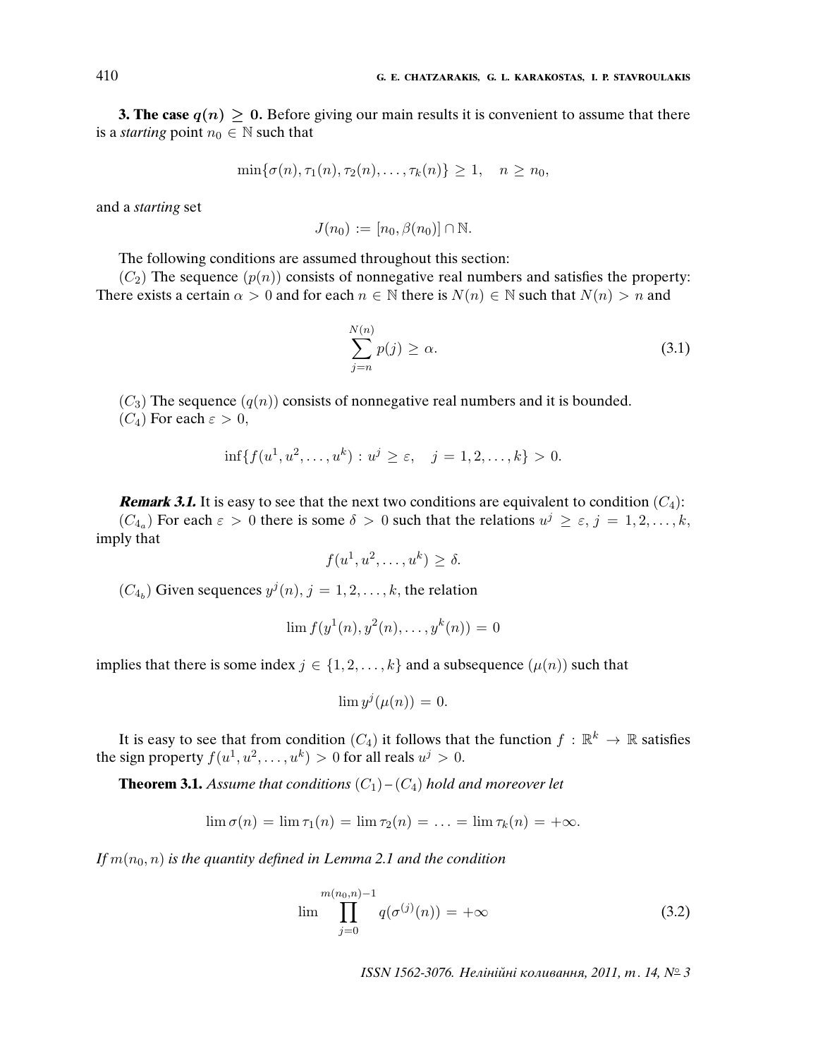**3. The case $q(n) \geq 0$.** Before giving our main results it is convenient to assume that there is a *starting* point $n_0 \in \mathbb{N}$ such that

$$\min\{\sigma(n), \tau_1(n), \tau_2(n), \ldots, \tau_k(n)\} \geq 1, \quad n \geq n_0,$$

and a *starting* set

$$J(n_0) := [n_0, \beta(n_0)] \cap \mathbb{N}.$$

The following conditions are assumed throughout this section:

$(C_2)$ The sequence $(p(n))$ consists of nonnegative real numbers and satisfies the property: There exists a certain $\alpha > 0$ and for each $n \in \mathbb{N}$ there is $N(n) \in \mathbb{N}$ such that $N(n) > n$ and

$$\sum_{j=n}^{N(n)} p(j) \geq \alpha. \tag{3.1}$$

$(C_3)$ The sequence $(q(n))$ consists of nonnegative real numbers and it is bounded.

$(C_4)$ For each $\varepsilon > 0$,

$$\inf\{f(u^1, u^2, \ldots, u^k) : u^j \geq \varepsilon, \quad j = 1, 2, \ldots, k\} > 0.$$

***Remark 3.1.*** It is easy to see that the next two conditions are equivalent to condition $(C_4)$:

$(C_{4_a})$ For each $\varepsilon > 0$ there is some $\delta > 0$ such that the relations $u^j \geq \varepsilon$, $j = 1, 2, \ldots, k$, imply that

$$f(u^1, u^2, \ldots, u^k) \geq \delta.$$

$(C_{4_b})$ Given sequences $y^j(n)$, $j = 1, 2, \ldots, k$, the relation

$$\lim f(y^1(n), y^2(n), \ldots, y^k(n)) = 0$$

implies that there is some index $j \in \{1, 2, \ldots, k\}$ and a subsequence $(\mu(n))$ such that

$$\lim y^j(\mu(n)) = 0.$$

It is easy to see that from condition $(C_4)$ it follows that the function $f : \mathbb{R}^k \to \mathbb{R}$ satisfies the sign property $f(u^1, u^2, \ldots, u^k) > 0$ for all reals $u^j > 0$.

**Theorem 3.1.** *Assume that conditions $(C_1)$ – $(C_4)$ hold and moreover let*

$$\lim \sigma(n) = \lim \tau_1(n) = \lim \tau_2(n) = \ldots = \lim \tau_k(n) = +\infty.$$

*If $m(n_0, n)$ is the quantity defined in Lemma 2.1 and the condition*

$$\lim \prod_{j=0}^{m(n_0,n)-1} q(\sigma^{(j)}(n)) = +\infty \tag{3.2}$$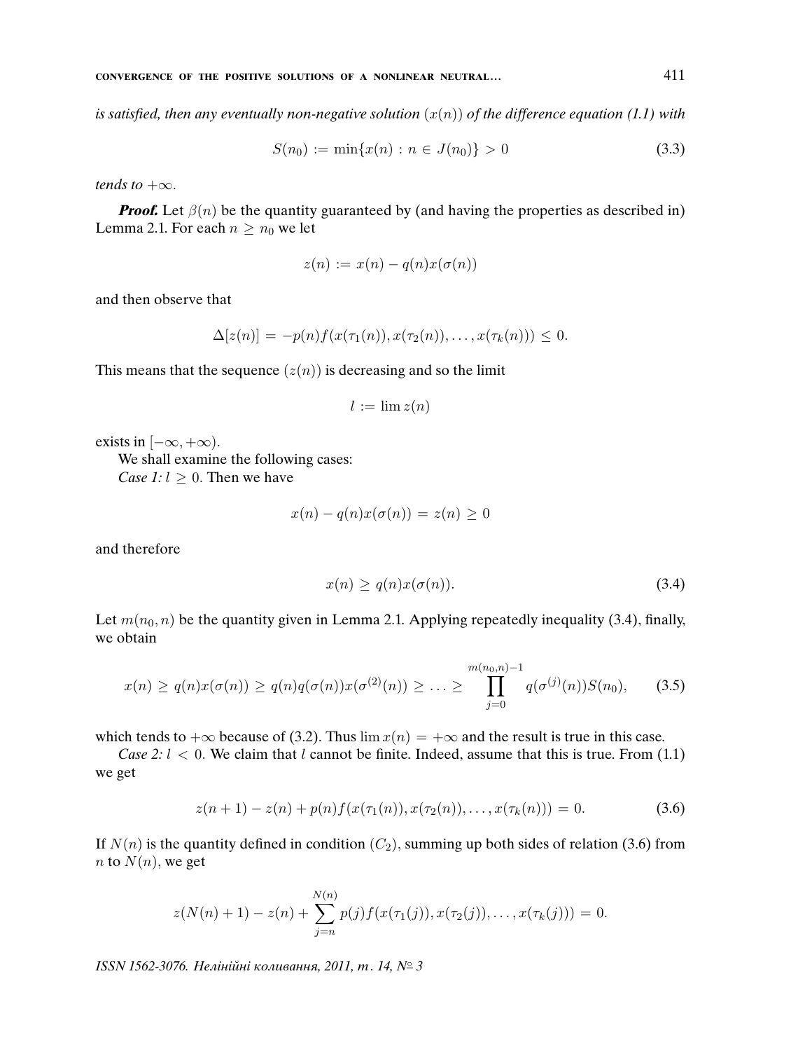*is satisfied, then any eventually non-negative solution $(x(n))$ of the difference equation (1.1) with*

$$S(n_0) := \min\{x(n) : n \in J(n_0)\} > 0 \tag{3.3}$$

*tends to $+\infty$.*

***Proof.*** Let $\beta(n)$ be the quantity guaranteed by (and having the properties as described in) Lemma 2.1. For each $n \geq n_0$ we let

$$z(n) := x(n) - q(n)x(\sigma(n))$$

and then observe that

$$\Delta[z(n)] = -p(n)f(x(\tau_1(n)), x(\tau_2(n)), \ldots, x(\tau_k(n))) \leq 0.$$

This means that the sequence $(z(n))$ is decreasing and so the limit

$$l := \lim z(n)$$

exists in $[-\infty, +\infty)$.

We shall examine the following cases:

*Case 1:* $l \geq 0$. Then we have

$$x(n) - q(n)x(\sigma(n)) = z(n) \geq 0$$

and therefore

$$x(n) \geq q(n)x(\sigma(n)). \tag{3.4}$$

Let $m(n_0, n)$ be the quantity given in Lemma 2.1. Applying repeatedly inequality (3.4), finally, we obtain

$$x(n) \geq q(n)x(\sigma(n)) \geq q(n)q(\sigma(n))x(\sigma^{(2)}(n)) \geq \ldots \geq \prod_{j=0}^{m(n_0,n)-1} q(\sigma^{(j)}(n))S(n_0), \tag{3.5}$$

which tends to $+\infty$ because of (3.2). Thus $\lim x(n) = +\infty$ and the result is true in this case.

*Case 2:* $l < 0$. We claim that $l$ cannot be finite. Indeed, assume that this is true. From (1.1) we get

$$z(n+1) - z(n) + p(n)f(x(\tau_1(n)), x(\tau_2(n)), \ldots, x(\tau_k(n))) = 0. \tag{3.6}$$

If $N(n)$ is the quantity defined in condition $(C_2)$, summing up both sides of relation (3.6) from $n$ to $N(n)$, we get

$$z(N(n)+1) - z(n) + \sum_{j=n}^{N(n)} p(j)f(x(\tau_1(j)), x(\tau_2(j)), \ldots, x(\tau_k(j))) = 0.$$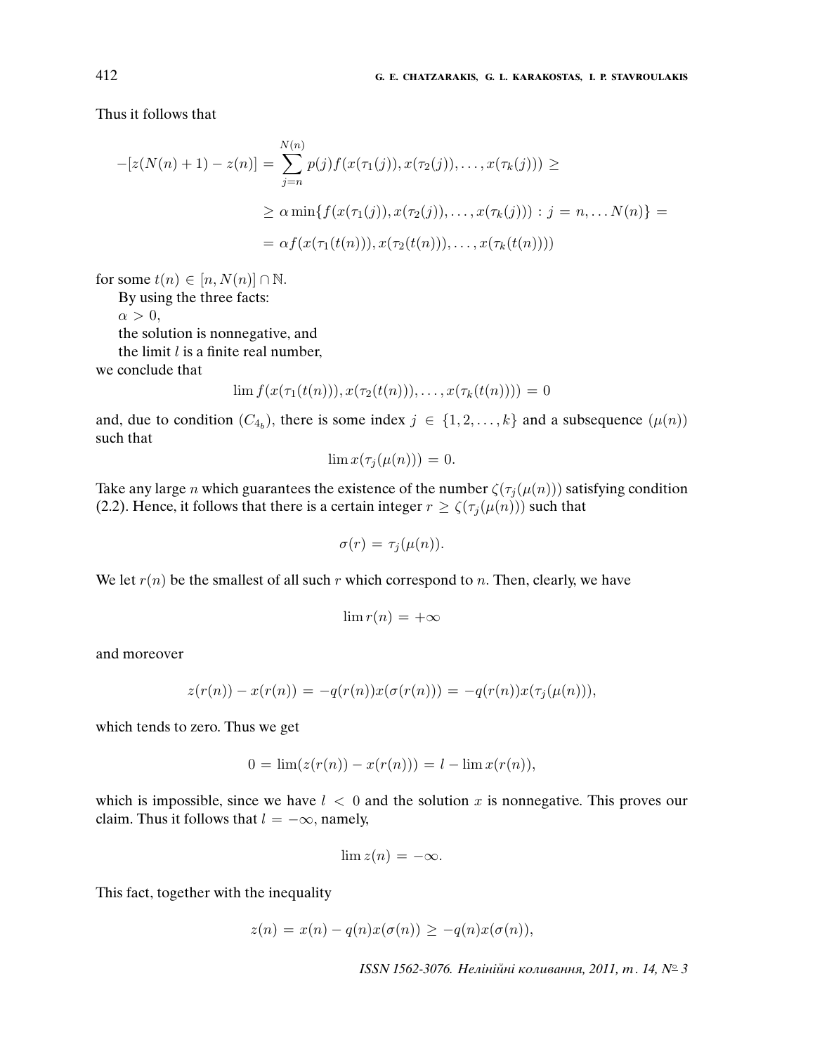Thus it follows that

$$
\begin{aligned}
-[z(N(n)+1) - z(n)] &= \sum_{j=n}^{N(n)} p(j) f(x(\tau_1(j)), x(\tau_2(j)), \ldots, x(\tau_k(j))) \geq \\
&\geq \alpha \min\{f(x(\tau_1(j)), x(\tau_2(j)), \ldots, x(\tau_k(j))) : j = n, \ldots N(n)\} = \\
&= \alpha f(x(\tau_1(t(n))), x(\tau_2(t(n))), \ldots, x(\tau_k(t(n))))
\end{aligned}
$$

for some $t(n) \in [n, N(n)] \cap \mathbb{N}$.

By using the three facts:

$\alpha > 0$,

the solution is nonnegative, and

the limit $l$ is a finite real number,

we conclude that

$$\lim f(x(\tau_1(t(n))), x(\tau_2(t(n))), \ldots, x(\tau_k(t(n)))) = 0$$

and, due to condition $(C_{4_b})$, there is some index $j \in \{1, 2, \ldots, k\}$ and a subsequence $(\mu(n))$ such that

$$\lim x(\tau_j(\mu(n))) = 0.$$

Take any large $n$ which guarantees the existence of the number $\zeta(\tau_j(\mu(n)))$ satisfying condition (2.2). Hence, it follows that there is a certain integer $r \geq \zeta(\tau_j(\mu(n)))$ such that

$$\sigma(r) = \tau_j(\mu(n)).$$

We let $r(n)$ be the smallest of all such $r$ which correspond to $n$. Then, clearly, we have

$$\lim r(n) = +\infty$$

and moreover

$$z(r(n)) - x(r(n)) = -q(r(n))x(\sigma(r(n))) = -q(r(n))x(\tau_j(\mu(n))),$$

which tends to zero. Thus we get

$$0 = \lim(z(r(n)) - x(r(n))) = l - \lim x(r(n)),$$

which is impossible, since we have $l < 0$ and the solution $x$ is nonnegative. This proves our claim. Thus it follows that $l = -\infty$, namely,

$$\lim z(n) = -\infty.$$

This fact, together with the inequality

$$z(n) = x(n) - q(n)x(\sigma(n)) \geq -q(n)x(\sigma(n)),$$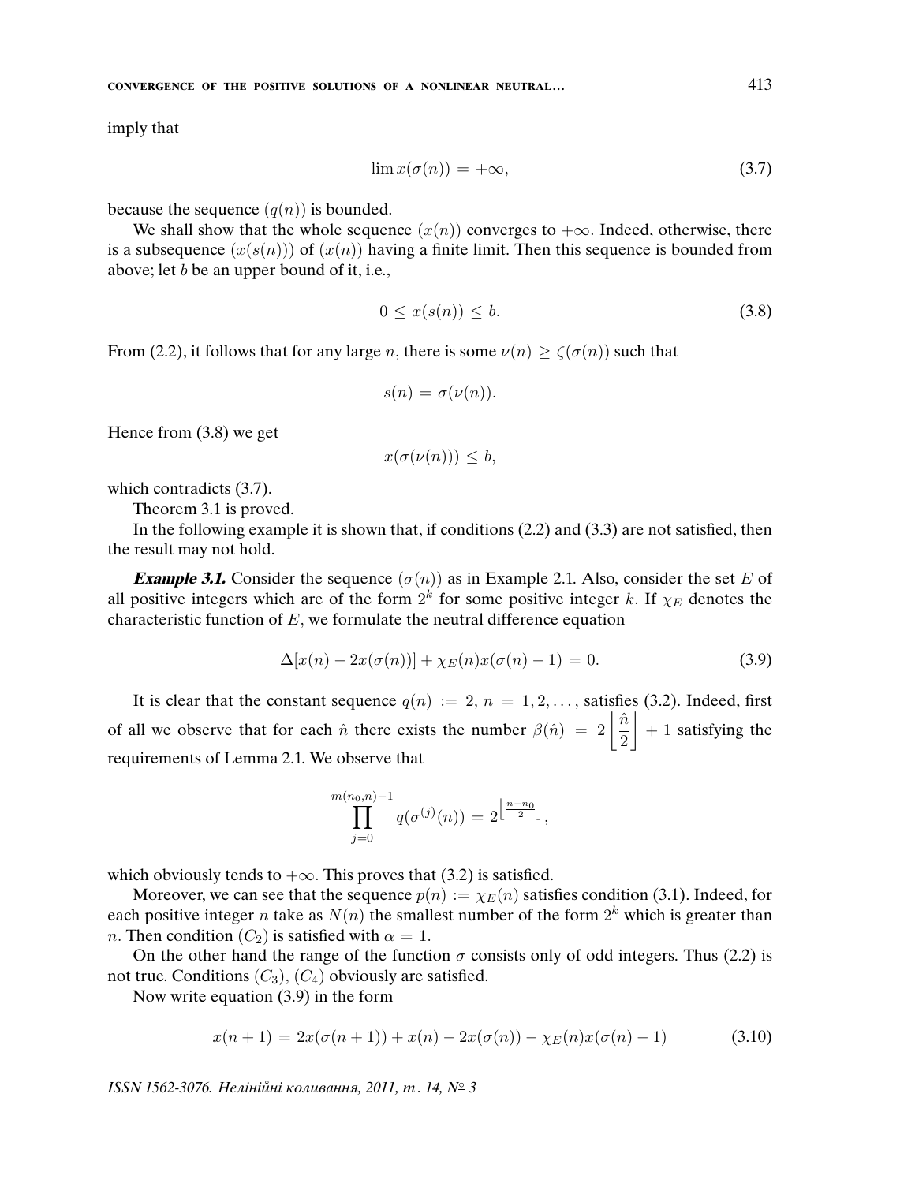imply that

$$\lim x(\sigma(n)) = +\infty, \tag{3.7}$$

because the sequence $(q(n))$ is bounded.

We shall show that the whole sequence $(x(n))$ converges to $+\infty$. Indeed, otherwise, there is a subsequence $(x(s(n)))$ of $(x(n))$ having a finite limit. Then this sequence is bounded from above; let $b$ be an upper bound of it, i.e.,

$$0 \leq x(s(n)) \leq b. \tag{3.8}$$

From (2.2), it follows that for any large $n$, there is some $\nu(n) \geq \zeta(\sigma(n))$ such that

$$s(n) = \sigma(\nu(n)).$$

Hence from (3.8) we get

$$x(\sigma(\nu(n))) \leq b,$$

which contradicts (3.7).

Theorem 3.1 is proved.

In the following example it is shown that, if conditions (2.2) and (3.3) are not satisfied, then the result may not hold.

***Example 3.1.*** Consider the sequence $(\sigma(n))$ as in Example 2.1. Also, consider the set $E$ of all positive integers which are of the form $2^k$ for some positive integer $k$. If $\chi_E$ denotes the characteristic function of $E$, we formulate the neutral difference equation

$$\Delta[x(n) - 2x(\sigma(n))] + \chi_E(n)x(\sigma(n) - 1) = 0. \tag{3.9}$$

It is clear that the constant sequence $q(n) := 2$, $n = 1, 2, \ldots$, satisfies (3.2). Indeed, first of all we observe that for each $\hat{n}$ there exists the number $\beta(\hat{n}) = 2\left\lfloor \dfrac{\hat{n}}{2} \right\rfloor + 1$ satisfying the requirements of Lemma 2.1. We observe that

$$\prod_{j=0}^{m(n_0,n)-1} q(\sigma^{(j)}(n)) = 2^{\left\lfloor \frac{n-n_0}{2} \right\rfloor},$$

which obviously tends to $+\infty$. This proves that (3.2) is satisfied.

Moreover, we can see that the sequence $p(n) := \chi_E(n)$ satisfies condition (3.1). Indeed, for each positive integer $n$ take as $N(n)$ the smallest number of the form $2^k$ which is greater than $n$. Then condition $(C_2)$ is satisfied with $\alpha = 1$.

On the other hand the range of the function $\sigma$ consists only of odd integers. Thus (2.2) is not true. Conditions $(C_3)$, $(C_4)$ obviously are satisfied.

Now write equation (3.9) in the form

$$x(n+1) = 2x(\sigma(n+1)) + x(n) - 2x(\sigma(n)) - \chi_E(n)x(\sigma(n) - 1) \tag{3.10}$$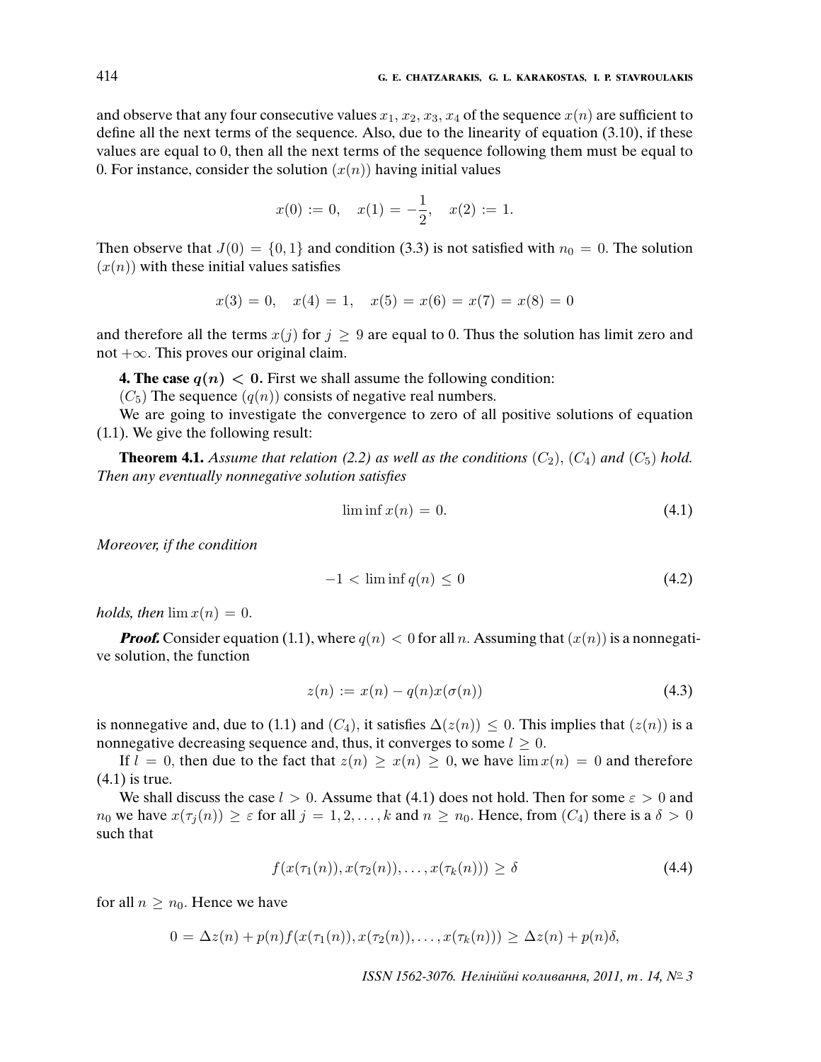and observe that any four consecutive values $x_1, x_2, x_3, x_4$ of the sequence $x(n)$ are sufficient to define all the next terms of the sequence. Also, due to the linearity of equation (3.10), if these values are equal to 0, then all the next terms of the sequence following them must be equal to 0. For instance, consider the solution $(x(n))$ having initial values

$$x(0) := 0, \quad x(1) = -\frac{1}{2}, \quad x(2) := 1.$$

Then observe that $J(0) = \{0, 1\}$ and condition (3.3) is not satisfied with $n_0 = 0$. The solution $(x(n))$ with these initial values satisfies

$$x(3) = 0, \quad x(4) = 1, \quad x(5) = x(6) = x(7) = x(8) = 0$$

and therefore all the terms $x(j)$ for $j \geq 9$ are equal to 0. Thus the solution has limit zero and not $+\infty$. This proves our original claim.

**4. The case $q(n) < 0$.** First we shall assume the following condition:

$(C_5)$ The sequence $(q(n))$ consists of negative real numbers.

We are going to investigate the convergence to zero of all positive solutions of equation (1.1). We give the following result:

**Theorem 4.1.** *Assume that relation (2.2) as well as the conditions $(C_2)$, $(C_4)$ and $(C_5)$ hold. Then any eventually nonnegative solution satisfies*

$$\liminf x(n) = 0. \tag{4.1}$$

*Moreover, if the condition*

$$-1 < \liminf q(n) \leq 0 \tag{4.2}$$

*holds, then* $\lim x(n) = 0$.

***Proof.*** Consider equation (1.1), where $q(n) < 0$ for all $n$. Assuming that $(x(n))$ is a nonnegative solution, the function

$$z(n) := x(n) - q(n)x(\sigma(n)) \tag{4.3}$$

is nonnegative and, due to (1.1) and $(C_4)$, it satisfies $\Delta(z(n)) \leq 0$. This implies that $(z(n))$ is a nonnegative decreasing sequence and, thus, it converges to some $l \geq 0$.

If $l = 0$, then due to the fact that $z(n) \geq x(n) \geq 0$, we have $\lim x(n) = 0$ and therefore (4.1) is true.

We shall discuss the case $l > 0$. Assume that (4.1) does not hold. Then for some $\varepsilon > 0$ and $n_0$ we have $x(\tau_j(n)) \geq \varepsilon$ for all $j = 1, 2, \ldots, k$ and $n \geq n_0$. Hence, from $(C_4)$ there is a $\delta > 0$ such that

$$f(x(\tau_1(n)), x(\tau_2(n)), \ldots, x(\tau_k(n))) \geq \delta \tag{4.4}$$

for all $n \geq n_0$. Hence we have

$$0 = \Delta z(n) + p(n)f(x(\tau_1(n)), x(\tau_2(n)), \ldots, x(\tau_k(n))) \geq \Delta z(n) + p(n)\delta,$$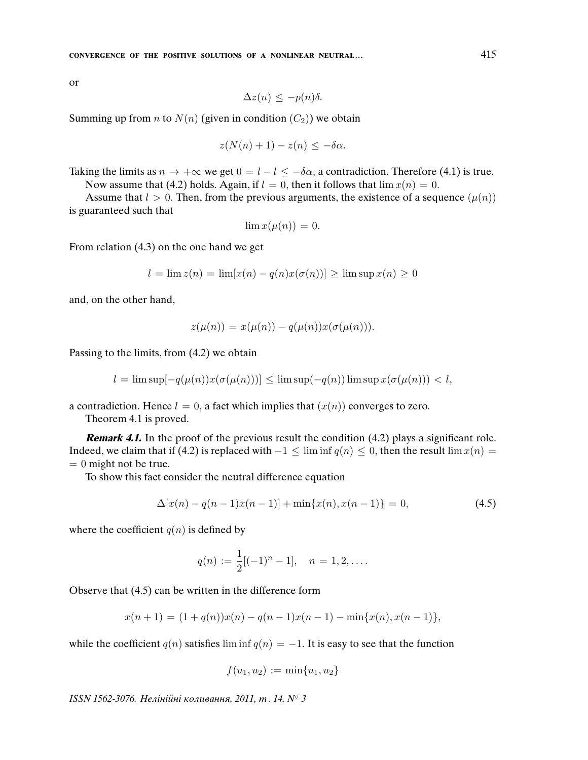or

$$\Delta z(n) \leq -p(n)\delta.$$

Summing up from $n$ to $N(n)$ (given in condition $(C_2)$) we obtain

$$z(N(n)+1) - z(n) \leq -\delta\alpha.$$

Taking the limits as $n \to +\infty$ we get $0 = l - l \leq -\delta\alpha$, a contradiction. Therefore (4.1) is true.

Now assume that (4.2) holds. Again, if $l = 0$, then it follows that $\lim x(n) = 0$.

Assume that $l > 0$. Then, from the previous arguments, the existence of a sequence $(\mu(n))$ is guaranteed such that

$$\lim x(\mu(n)) = 0.$$

From relation (4.3) on the one hand we get

$$l = \lim z(n) = \lim[x(n) - q(n)x(\sigma(n))] \geq \limsup x(n) \geq 0$$

and, on the other hand,

$$z(\mu(n)) = x(\mu(n)) - q(\mu(n))x(\sigma(\mu(n))).$$

Passing to the limits, from (4.2) we obtain

$$l = \limsup[-q(\mu(n))x(\sigma(\mu(n)))] \leq \limsup(-q(n)) \limsup x(\sigma(\mu(n))) < l,$$

a contradiction. Hence $l = 0$, a fact which implies that $(x(n))$ converges to zero.

Theorem 4.1 is proved.

***Remark 4.1.*** In the proof of the previous result the condition (4.2) plays a significant role. Indeed, we claim that if (4.2) is replaced with $-1 \leq \liminf q(n) \leq 0$, then the result $\lim x(n) = 0$ might not be true.

To show this fact consider the neutral difference equation

$$\Delta[x(n) - q(n-1)x(n-1)] + \min\{x(n), x(n-1)\} = 0, \tag{4.5}$$

where the coefficient $q(n)$ is defined by

$$q(n) := \frac{1}{2}[(-1)^n - 1], \quad n = 1, 2, \ldots.$$

Observe that (4.5) can be written in the difference form

$$x(n+1) = (1 + q(n))x(n) - q(n-1)x(n-1) - \min\{x(n), x(n-1)\},$$

while the coefficient $q(n)$ satisfies $\liminf q(n) = -1$. It is easy to see that the function

$$f(u_1, u_2) := \min\{u_1, u_2\}$$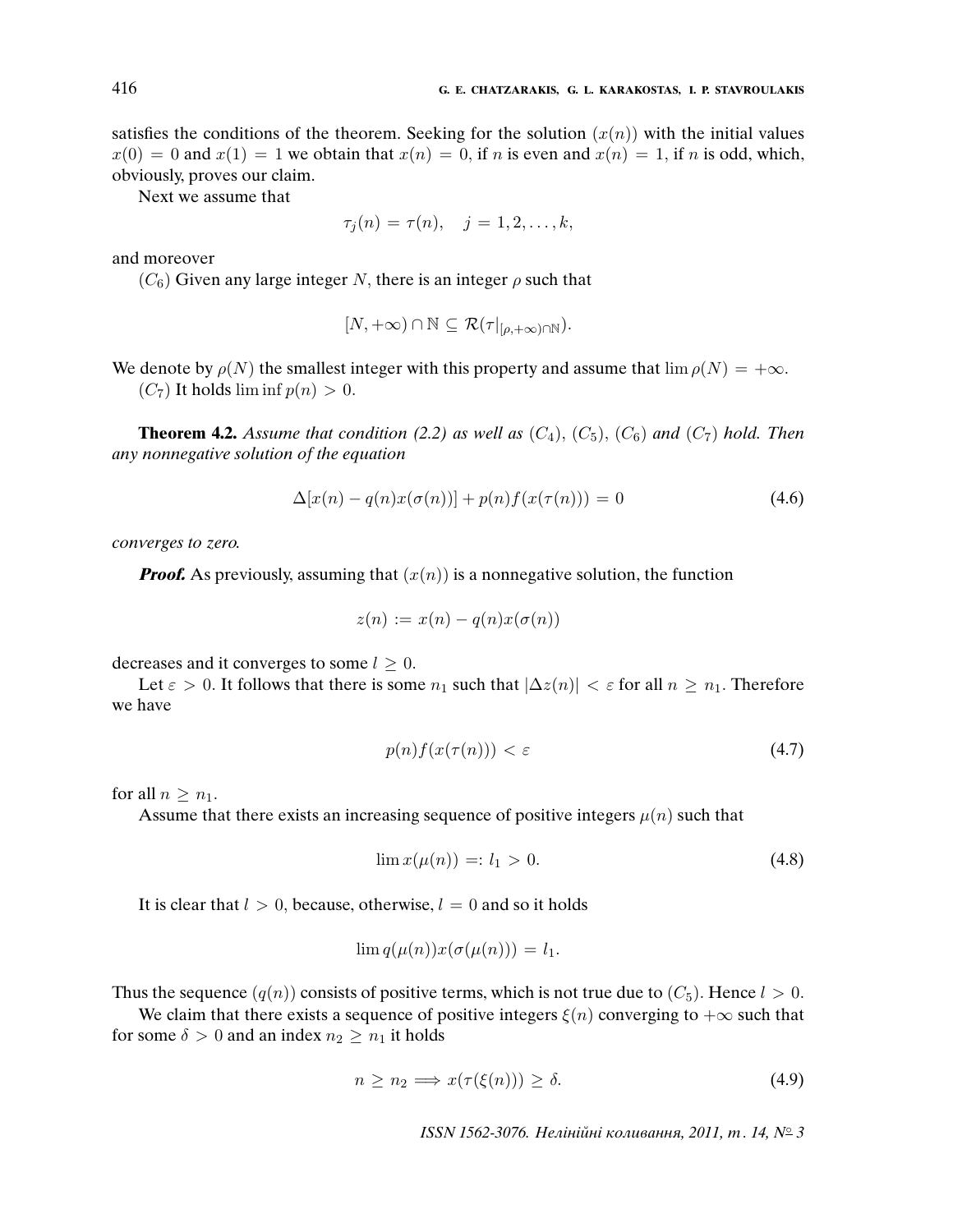satisfies the conditions of the theorem. Seeking for the solution $(x(n))$ with the initial values $x(0) = 0$ and $x(1) = 1$ we obtain that $x(n) = 0$, if $n$ is even and $x(n) = 1$, if $n$ is odd, which, obviously, proves our claim.

Next we assume that

$$\tau_j(n) = \tau(n), \quad j = 1, 2, \ldots, k,$$

and moreover

$(C_6)$ Given any large integer $N$, there is an integer $\rho$ such that

$$[N, +\infty) \cap \mathbb{N} \subseteq \mathcal{R}(\tau|_{[\rho,+\infty)\cap\mathbb{N}}).$$

We denote by $\rho(N)$ the smallest integer with this property and assume that $\lim \rho(N) = +\infty$.

$(C_7)$ It holds $\liminf p(n) > 0$.

**Theorem 4.2.** *Assume that condition (2.2) as well as $(C_4)$, $(C_5)$, $(C_6)$ and $(C_7)$ hold. Then any nonnegative solution of the equation*

$$\Delta[x(n) - q(n)x(\sigma(n))] + p(n)f(x(\tau(n))) = 0 \tag{4.6}$$

*converges to zero.*

***Proof.*** As previously, assuming that $(x(n))$ is a nonnegative solution, the function

$$z(n) := x(n) - q(n)x(\sigma(n))$$

decreases and it converges to some $l \geq 0$.

Let $\varepsilon > 0$. It follows that there is some $n_1$ such that $|\Delta z(n)| < \varepsilon$ for all $n \geq n_1$. Therefore we have

$$p(n)f(x(\tau(n))) < \varepsilon \tag{4.7}$$

for all $n \geq n_1$.

Assume that there exists an increasing sequence of positive integers $\mu(n)$ such that

$$\lim x(\mu(n)) =: l_1 > 0. \tag{4.8}$$

It is clear that $l > 0$, because, otherwise, $l = 0$ and so it holds

$$\lim q(\mu(n))x(\sigma(\mu(n))) = l_1.$$

Thus the sequence $(q(n))$ consists of positive terms, which is not true due to $(C_5)$. Hence $l > 0$.

We claim that there exists a sequence of positive integers $\xi(n)$ converging to $+\infty$ such that for some $\delta > 0$ and an index $n_2 \geq n_1$ it holds

$$n \geq n_2 \Longrightarrow x(\tau(\xi(n))) \geq \delta. \tag{4.9}$$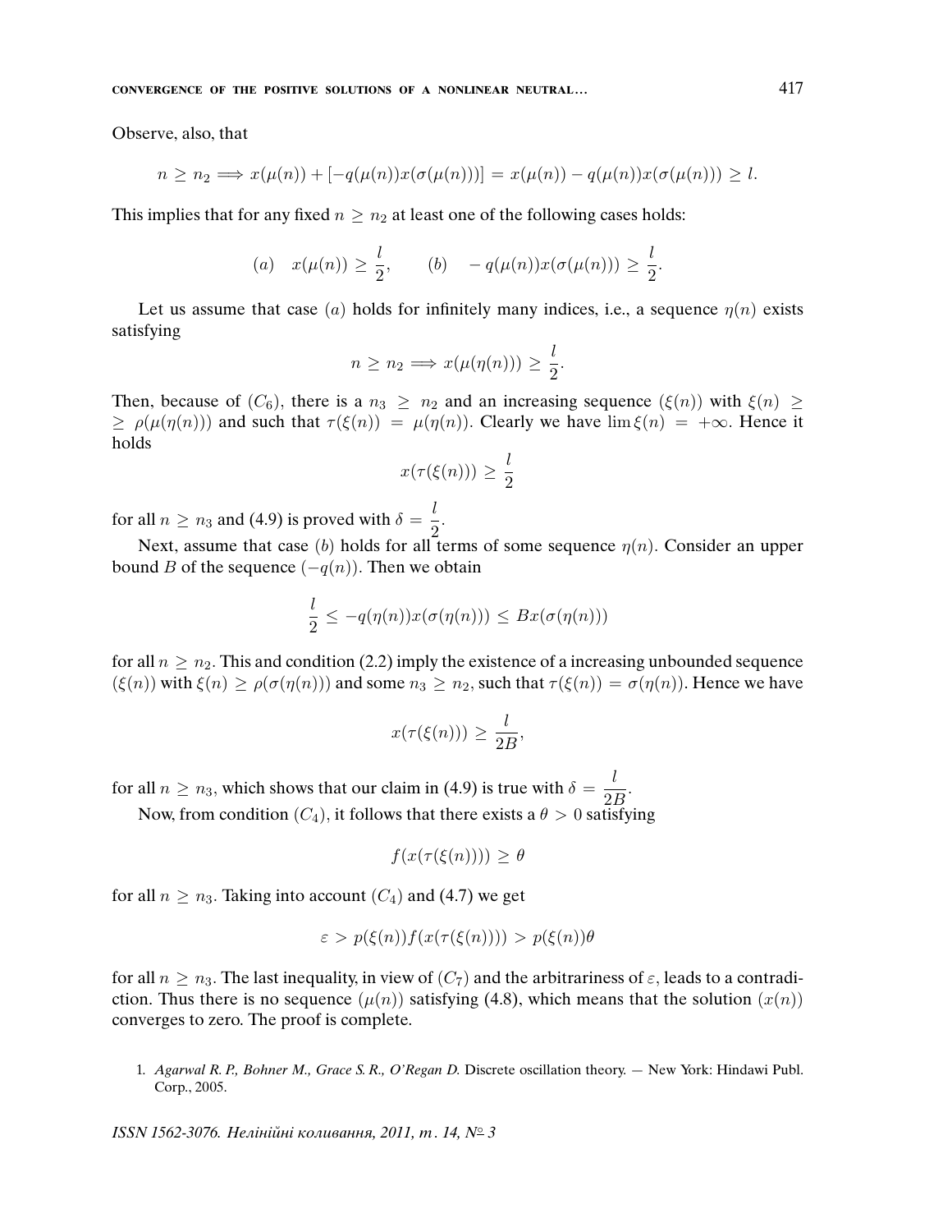Observe, also, that

$$n \geq n_2 \Longrightarrow x(\mu(n)) + [-q(\mu(n))x(\sigma(\mu(n)))] = x(\mu(n)) - q(\mu(n))x(\sigma(\mu(n))) \geq l.$$

This implies that for any fixed $n \geq n_2$ at least one of the following cases holds:

$$(a) \quad x(\mu(n)) \geq \frac{l}{2}, \qquad (b) \quad -q(\mu(n))x(\sigma(\mu(n))) \geq \frac{l}{2}.$$

Let us assume that case $(a)$ holds for infinitely many indices, i.e., a sequence $\eta(n)$ exists satisfying

$$n \geq n_2 \Longrightarrow x(\mu(\eta(n))) \geq \frac{l}{2}.$$

Then, because of $(C_6)$, there is a $n_3 \geq n_2$ and an increasing sequence $(\xi(n))$ with $\xi(n) \geq \rho(\mu(\eta(n)))$ and such that $\tau(\xi(n)) = \mu(\eta(n))$. Clearly we have $\lim \xi(n) = +\infty$. Hence it holds

$$x(\tau(\xi(n))) \geq \frac{l}{2}$$

for all $n \geq n_3$ and (4.9) is proved with $\delta = \dfrac{l}{2}$.

Next, assume that case $(b)$ holds for all terms of some sequence $\eta(n)$. Consider an upper bound $B$ of the sequence $(-q(n))$. Then we obtain

$$\frac{l}{2} \leq -q(\eta(n))x(\sigma(\eta(n))) \leq Bx(\sigma(\eta(n)))$$

for all $n \geq n_2$. This and condition (2.2) imply the existence of a increasing unbounded sequence $(\xi(n))$ with $\xi(n) \geq \rho(\sigma(\eta(n)))$ and some $n_3 \geq n_2$, such that $\tau(\xi(n)) = \sigma(\eta(n))$. Hence we have

$$x(\tau(\xi(n))) \geq \frac{l}{2B},$$

for all $n \geq n_3$, which shows that our claim in (4.9) is true with $\delta = \dfrac{l}{2B}$.

Now, from condition $(C_4)$, it follows that there exists a $\theta > 0$ satisfying

$$f(x(\tau(\xi(n)))) \geq \theta$$

for all $n \geq n_3$. Taking into account $(C_4)$ and (4.7) we get

$$\varepsilon > p(\xi(n))f(x(\tau(\xi(n)))) > p(\xi(n))\theta$$

for all $n \geq n_3$. The last inequality, in view of $(C_7)$ and the arbitrariness of $\varepsilon$, leads to a contradiction. Thus there is no sequence $(\mu(n))$ satisfying (4.8), which means that the solution $(x(n))$ converges to zero. The proof is complete.

1. *Agarwal R. P., Bohner M., Grace S. R., O'Regan D.* Discrete oscillation theory. — New York: Hindawi Publ. Corp., 2005.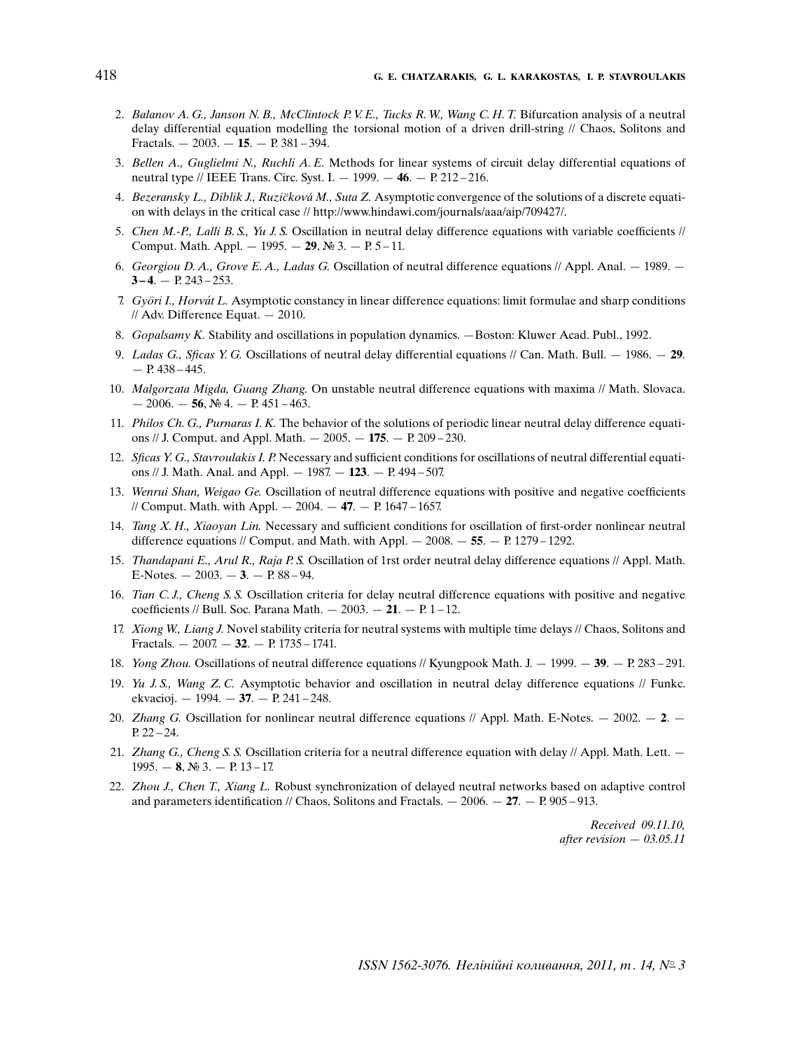2. *Balanov A. G., Janson N. B., McClintock P. V. E., Tucks R. W., Wang C. H. T.* Bifurcation analysis of a neutral delay differential equation modelling the torsional motion of a driven drill-string // Chaos, Solitons and Fractals. — 2003. — **15**. — P. 381 – 394.
3. *Bellen A., Guglielmi N., Ruchli A. E.* Methods for linear systems of circuit delay differential equations of neutral type // IEEE Trans. Circ. Syst. I. — 1999. — **46**. — P. 212 – 216.
4. *Bezeransky L., Diblik J., Ruzičková M., Suta Z.* Asymptotic convergence of the solutions of a discrete equation with delays in the critical case // http://www.hindawi.com/journals/aaa/aip/709427/.
5. *Chen M.-P., Lalli B. S., Yu J. S.* Oscillation in neutral delay difference equations with variable coefficients // Comput. Math. Appl. — 1995. — **29**, № 3. — P. 5 – 11.
6. *Georgiou D. A., Grove E. A., Ladas G.* Oscillation of neutral difference equations // Appl. Anal. — 1989. — **3 – 4**. — P. 243 – 253.
7. *Györi I., Horvát L.* Asymptotic constancy in linear difference equations: limit formulae and sharp conditions // Adv. Difference Equat. — 2010.
8. *Gopalsamy K.* Stability and oscillations in population dynamics. — Boston: Kluwer Acad. Publ., 1992.
9. *Ladas G., Sficas Y. G.* Oscillations of neutral delay differential equations // Can. Math. Bull. — 1986. — **29**. — P. 438 – 445.
10. *Malgorzata Migda, Guang Zhang.* On unstable neutral difference equations with maxima // Math. Slovaca. — 2006. — **56**, № 4. — P. 451 – 463.
11. *Philos Ch. G., Purnaras I. K.* The behavior of the solutions of periodic linear neutral delay difference equations // J. Comput. and Appl. Math. — 2005. — **175**. — P. 209 – 230.
12. *Sficas Y. G., Stavroulakis I. P.* Necessary and sufficient conditions for oscillations of neutral differential equations // J. Math. Anal. and Appl. — 1987. — **123**. — P. 494 – 507.
13. *Wenrui Shan, Weigao Ge.* Oscillation of neutral difference equations with positive and negative coefficients // Comput. Math. with Appl. — 2004. — **47**. — P. 1647 – 1657.
14. *Tang X. H., Xiaoyan Lin.* Necessary and sufficient conditions for oscillation of first-order nonlinear neutral difference equations // Comput. and Math. with Appl. — 2008. — **55**. — P. 1279 – 1292.
15. *Thandapani E., Arul R., Raja P. S.* Oscillation of 1rst order neutral delay difference equations // Appl. Math. E-Notes. — 2003. — **3**. — P. 88 – 94.
16. *Tian C. J., Cheng S. S.* Oscillation criteria for delay neutral difference equations with positive and negative coefficients // Bull. Soc. Parana Math. — 2003. — **21**. — P. 1 – 12.
17. *Xiong W., Liang J.* Novel stability criteria for neutral systems with multiple time delays // Chaos, Solitons and Fractals. — 2007. — **32**. — P. 1735 – 1741.
18. *Yong Zhou.* Oscillations of neutral difference equations // Kyungpook Math. J. — 1999. — **39**. — P. 283 – 291.
19. *Yu J. S., Wang Z. C.* Asymptotic behavior and oscillation in neutral delay difference equations // Funkc. ekvacioj. — 1994. — **37**. — P. 241 – 248.
20. *Zhang G.* Oscillation for nonlinear neutral difference equations // Appl. Math. E-Notes. — 2002. — **2**. — P. 22 – 24.
21. *Zhang G., Cheng S. S.* Oscillation criteria for a neutral difference equation with delay // Appl. Math. Lett. — 1995. — **8**, № 3. — P. 13 – 17.
22. *Zhou J., Chen T., Xiang L.* Robust synchronization of delayed neutral networks based on adaptive control and parameters identification // Chaos, Solitons and Fractals. — 2006. — **27**. — P. 905 – 913.

*Received 09.11.10,*
*after revision — 03.05.11*